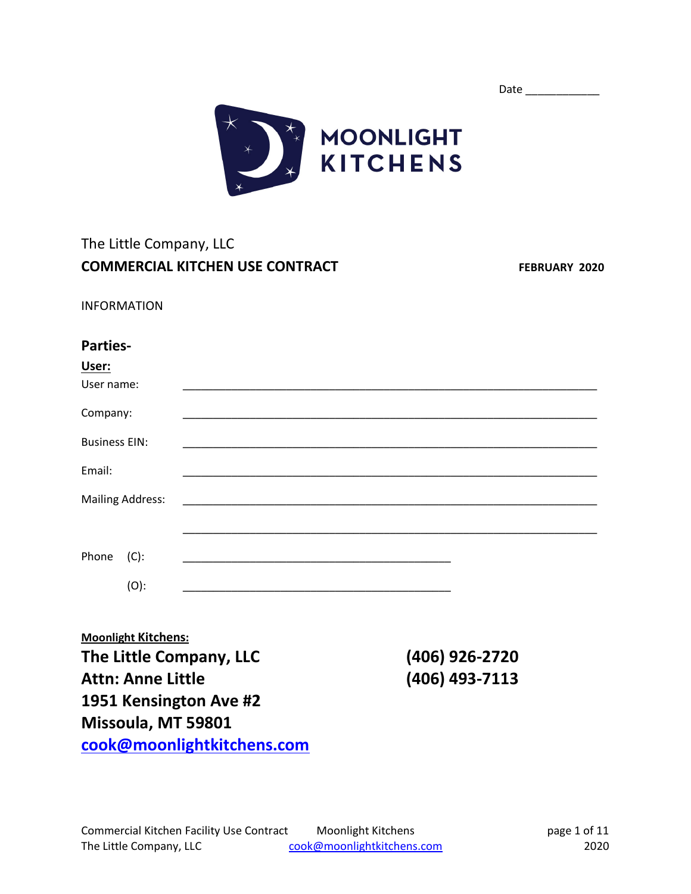Date ____________

MOONLIGHT KITCHENS

The Little Company, LLC

**COMMERCIAL KITCHEN USE CONTRACT** **FEBRUARY 2020**

INFORMATION

## Parties-

**User:**

User name: ______________________________________________________________

Company: ______________________________________________________________

Business EIN: ______________________________________________________________

Email: ______________________________________________________________

Mailing Address: ______________________________________________________________

______________________________________________________________

Phone (C): ________________________________________

(O): ________________________________________

**Moonlight Kitchens:**

**The Little Company, LLC**
**Attn: Anne Little**
**1951 Kensington Ave #2**
**Missoula, MT 59801**
**cook@moonlightkitchens.com**

**(406) 926-2720**
**(406) 493-7113**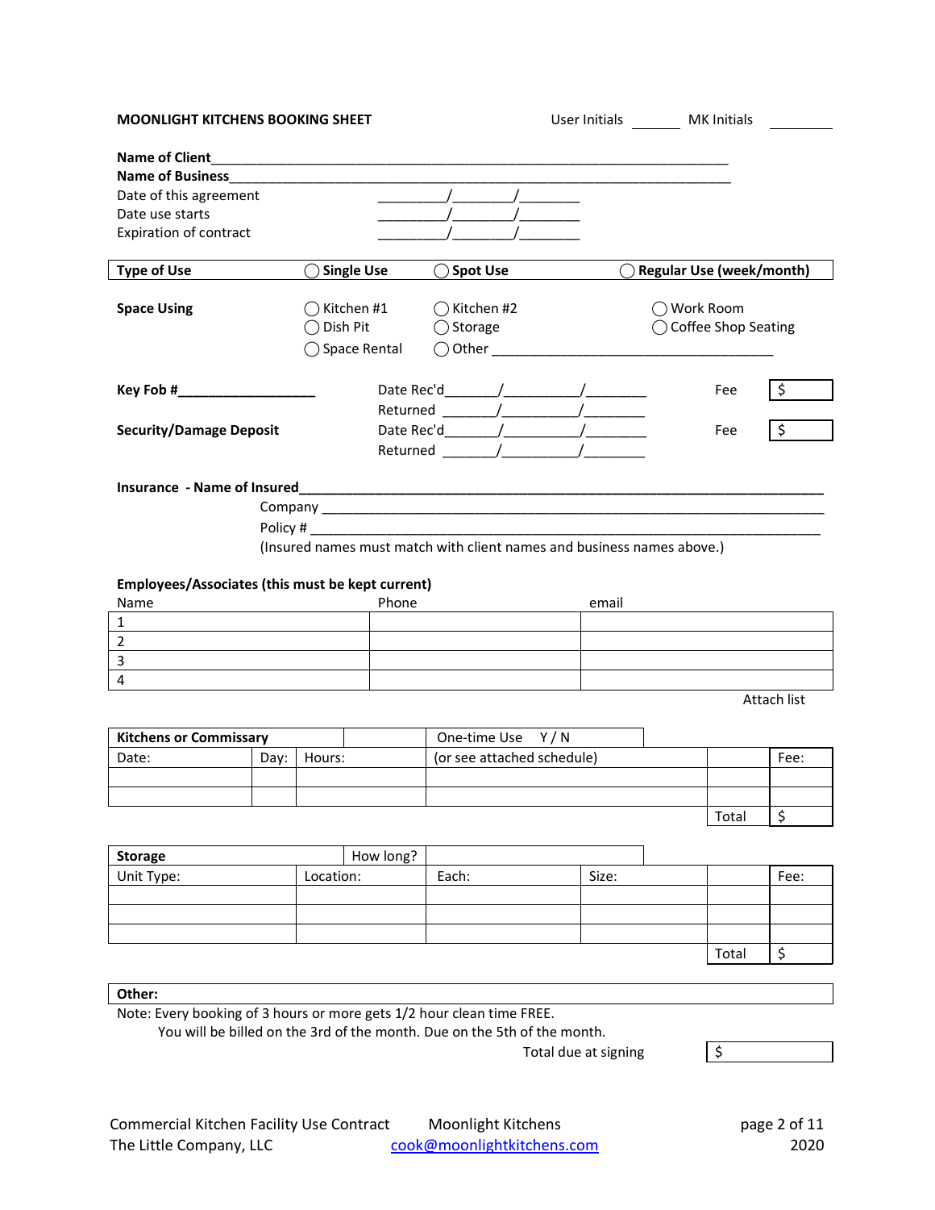**MOONLIGHT KITCHENS BOOKING SHEET** User Initials ______ MK Initials ________

**Name of Client**___________________________________________________________________

**Name of Business**_________________________________________________________________

Date of this agreement _________/_______/________

Date use starts _________/_______/________

Expiration of contract _________/_______/________

| **Type of Use** | ◯ **Single Use** | ◯ **Spot Use** | ◯ **Regular Use (week/month)** |
|---|---|---|---|

**Space Using**

◯ Kitchen #1 ◯ Kitchen #2 ◯ Work Room

◯ Dish Pit ◯ Storage ◯ Coffee Shop Seating

◯ Space Rental ◯ Other ________________________________________

**Key Fob #**__________________ Date Rec'd_______/__________/________ Fee $

Returned _______/__________/________

**Security/Damage Deposit** Date Rec'd_______/__________/________ Fee $

Returned _______/__________/________

**Insurance - Name of Insured**______________________________________________________________

Company ______________________________________________________________________

Policy # ______________________________________________________________________

(Insured names must match with client names and business names above.)

**Employees/Associates (this must be kept current)**

| Name | Phone | email |
|---|---|---|
| 1 | | |
| 2 | | |
| 3 | | |
| 4 | | |

Attach list

| **Kitchens or Commissary** | | | One-time Use Y / N | | |
|---|---|---|---|---|---|
| Date: | Day: | Hours: | (or see attached schedule) | | Fee: |
| | | | | | |
| | | | | | |
| | | | | Total | $ |

| **Storage** | How long? | | | | |
|---|---|---|---|---|---|
| Unit Type: | Location: | Each: | Size: | | Fee: |
| | | | | | |
| | | | | | |
| | | | | | |
| | | | | Total | $ |

**Other:**

Note: Every booking of 3 hours or more gets 1/2 hour clean time FREE.

You will be billed on the 3rd of the month. Due on the 5th of the month.

Total due at signing $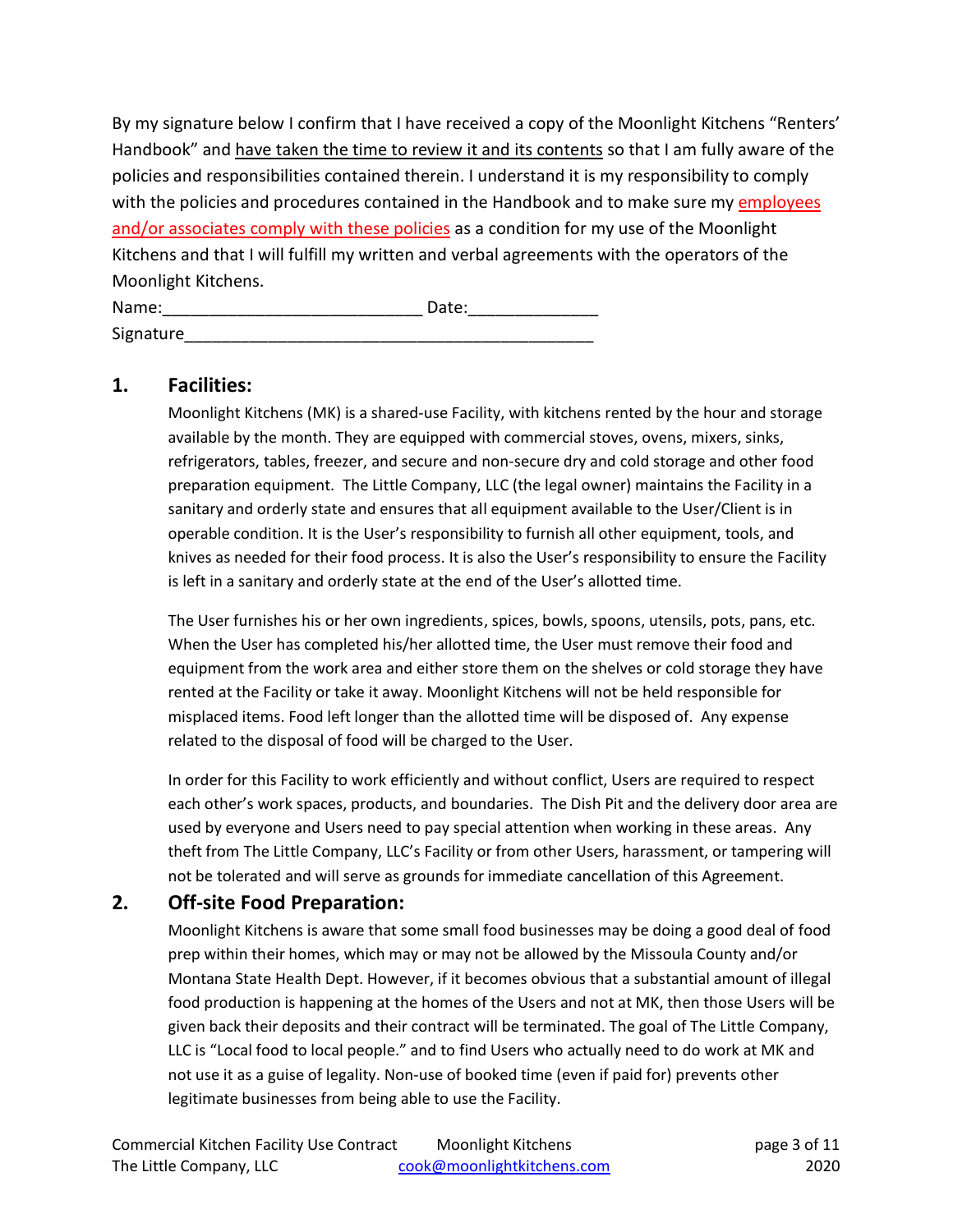By my signature below I confirm that I have received a copy of the Moonlight Kitchens "Renters' Handbook" and <u>have taken the time to review it and its contents</u> so that I am fully aware of the policies and responsibilities contained therein. I understand it is my responsibility to comply with the policies and procedures contained in the Handbook and to make sure my <u>employees and/or associates comply with these policies</u> as a condition for my use of the Moonlight Kitchens and that I will fulfill my written and verbal agreements with the operators of the Moonlight Kitchens.

Name:___________________________ Date:______________

Signature____________________________________________

## 1. Facilities:

Moonlight Kitchens (MK) is a shared-use Facility, with kitchens rented by the hour and storage available by the month. They are equipped with commercial stoves, ovens, mixers, sinks, refrigerators, tables, freezer, and secure and non-secure dry and cold storage and other food preparation equipment. The Little Company, LLC (the legal owner) maintains the Facility in a sanitary and orderly state and ensures that all equipment available to the User/Client is in operable condition. It is the User's responsibility to furnish all other equipment, tools, and knives as needed for their food process. It is also the User's responsibility to ensure the Facility is left in a sanitary and orderly state at the end of the User's allotted time.

The User furnishes his or her own ingredients, spices, bowls, spoons, utensils, pots, pans, etc. When the User has completed his/her allotted time, the User must remove their food and equipment from the work area and either store them on the shelves or cold storage they have rented at the Facility or take it away. Moonlight Kitchens will not be held responsible for misplaced items. Food left longer than the allotted time will be disposed of. Any expense related to the disposal of food will be charged to the User.

In order for this Facility to work efficiently and without conflict, Users are required to respect each other's work spaces, products, and boundaries. The Dish Pit and the delivery door area are used by everyone and Users need to pay special attention when working in these areas. Any theft from The Little Company, LLC's Facility or from other Users, harassment, or tampering will not be tolerated and will serve as grounds for immediate cancellation of this Agreement.

## 2. Off-site Food Preparation:

Moonlight Kitchens is aware that some small food businesses may be doing a good deal of food prep within their homes, which may or may not be allowed by the Missoula County and/or Montana State Health Dept. However, if it becomes obvious that a substantial amount of illegal food production is happening at the homes of the Users and not at MK, then those Users will be given back their deposits and their contract will be terminated. The goal of The Little Company, LLC is "Local food to local people." and to find Users who actually need to do work at MK and not use it as a guise of legality. Non-use of booked time (even if paid for) prevents other legitimate businesses from being able to use the Facility.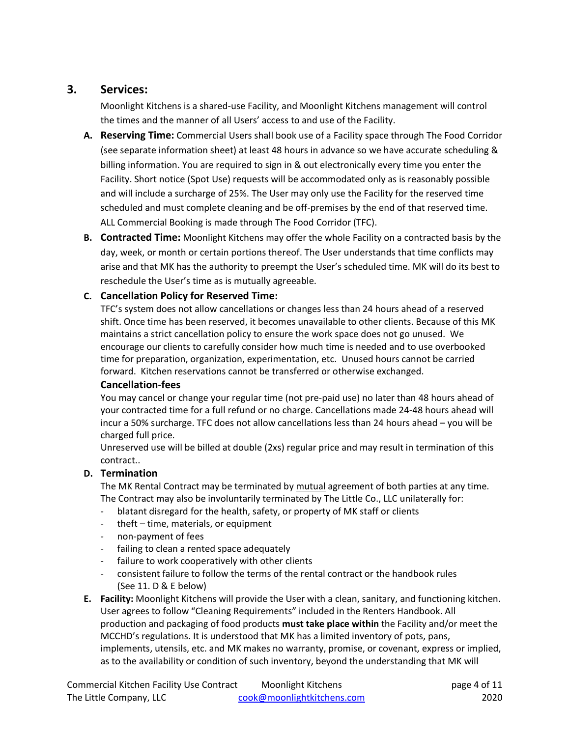## 3. Services:

Moonlight Kitchens is a shared-use Facility, and Moonlight Kitchens management will control the times and the manner of all Users' access to and use of the Facility.

**A. Reserving Time:** Commercial Users shall book use of a Facility space through The Food Corridor (see separate information sheet) at least 48 hours in advance so we have accurate scheduling & billing information. You are required to sign in & out electronically every time you enter the Facility. Short notice (Spot Use) requests will be accommodated only as is reasonably possible and will include a surcharge of 25%. The User may only use the Facility for the reserved time scheduled and must complete cleaning and be off-premises by the end of that reserved time. ALL Commercial Booking is made through The Food Corridor (TFC).

**B. Contracted Time:** Moonlight Kitchens may offer the whole Facility on a contracted basis by the day, week, or month or certain portions thereof. The User understands that time conflicts may arise and that MK has the authority to preempt the User's scheduled time. MK will do its best to reschedule the User's time as is mutually agreeable.

**C. Cancellation Policy for Reserved Time:**

TFC's system does not allow cancellations or changes less than 24 hours ahead of a reserved shift. Once time has been reserved, it becomes unavailable to other clients. Because of this MK maintains a strict cancellation policy to ensure the work space does not go unused. We encourage our clients to carefully consider how much time is needed and to use overbooked time for preparation, organization, experimentation, etc. Unused hours cannot be carried forward. Kitchen reservations cannot be transferred or otherwise exchanged.

**Cancellation-fees**

You may cancel or change your regular time (not pre-paid use) no later than 48 hours ahead of your contracted time for a full refund or no charge. Cancellations made 24-48 hours ahead will incur a 50% surcharge. TFC does not allow cancellations less than 24 hours ahead – you will be charged full price.

Unreserved use will be billed at double (2xs) regular price and may result in termination of this contract..

**D. Termination**

The MK Rental Contract may be terminated by mutual agreement of both parties at any time. The Contract may also be involuntarily terminated by The Little Co., LLC unilaterally for:

- blatant disregard for the health, safety, or property of MK staff or clients
- theft – time, materials, or equipment
- non-payment of fees
- failing to clean a rented space adequately
- failure to work cooperatively with other clients
- consistent failure to follow the terms of the rental contract or the handbook rules (See 11. D & E below)

**E. Facility:** Moonlight Kitchens will provide the User with a clean, sanitary, and functioning kitchen. User agrees to follow "Cleaning Requirements" included in the Renters Handbook. All production and packaging of food products **must take place within** the Facility and/or meet the MCCHD's regulations. It is understood that MK has a limited inventory of pots, pans, implements, utensils, etc. and MK makes no warranty, promise, or covenant, express or implied, as to the availability or condition of such inventory, beyond the understanding that MK will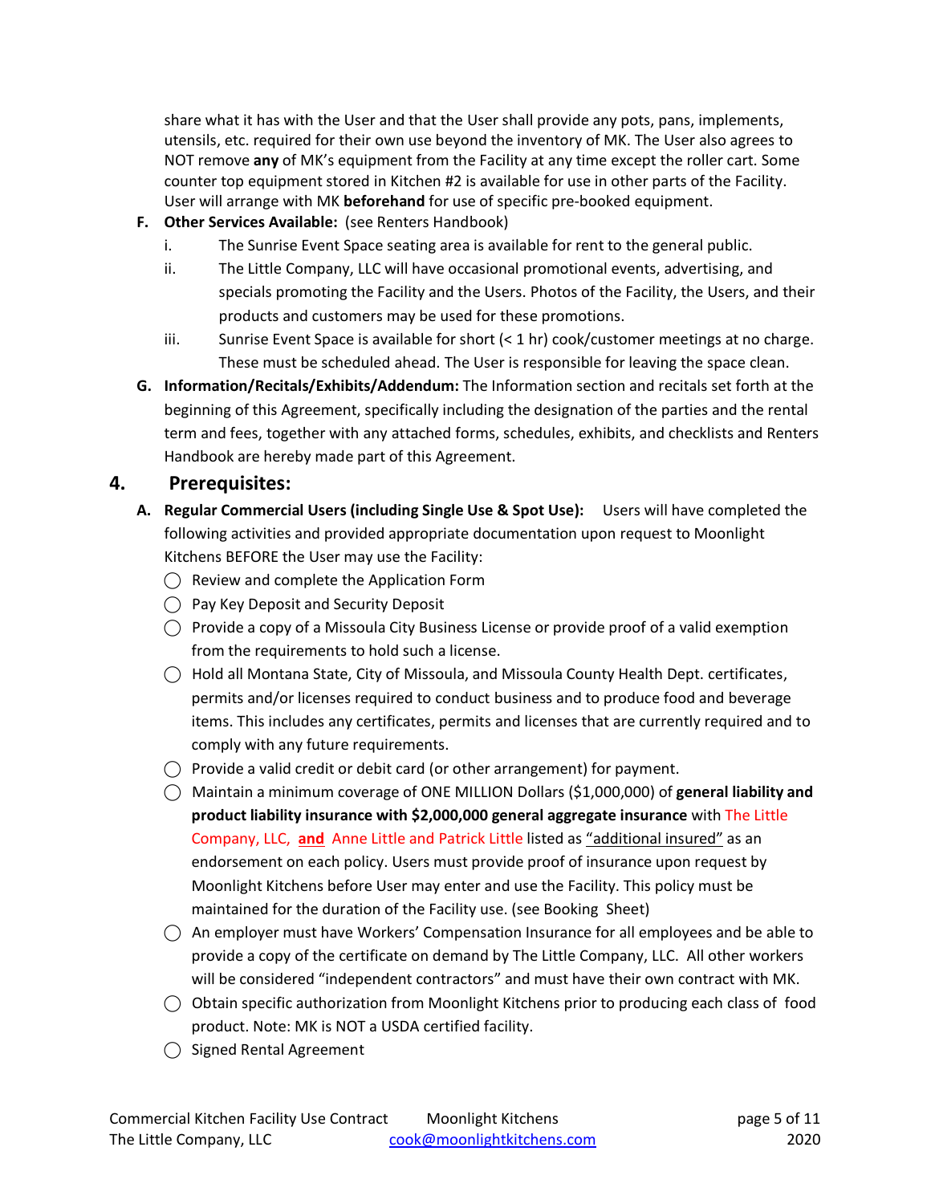share what it has with the User and that the User shall provide any pots, pans, implements, utensils, etc. required for their own use beyond the inventory of MK. The User also agrees to NOT remove **any** of MK's equipment from the Facility at any time except the roller cart. Some counter top equipment stored in Kitchen #2 is available for use in other parts of the Facility. User will arrange with MK **beforehand** for use of specific pre-booked equipment.

**F. Other Services Available:** (see Renters Handbook)

i. The Sunrise Event Space seating area is available for rent to the general public.

ii. The Little Company, LLC will have occasional promotional events, advertising, and specials promoting the Facility and the Users. Photos of the Facility, the Users, and their products and customers may be used for these promotions.

iii. Sunrise Event Space is available for short (< 1 hr) cook/customer meetings at no charge. These must be scheduled ahead. The User is responsible for leaving the space clean.

**G. Information/Recitals/Exhibits/Addendum:** The Information section and recitals set forth at the beginning of this Agreement, specifically including the designation of the parties and the rental term and fees, together with any attached forms, schedules, exhibits, and checklists and Renters Handbook are hereby made part of this Agreement.

## 4. Prerequisites:

**A. Regular Commercial Users (including Single Use & Spot Use):** Users will have completed the following activities and provided appropriate documentation upon request to Moonlight Kitchens BEFORE the User may use the Facility:

- ◯ Review and complete the Application Form
- ◯ Pay Key Deposit and Security Deposit
- ◯ Provide a copy of a Missoula City Business License or provide proof of a valid exemption from the requirements to hold such a license.
- ◯ Hold all Montana State, City of Missoula, and Missoula County Health Dept. certificates, permits and/or licenses required to conduct business and to produce food and beverage items. This includes any certificates, permits and licenses that are currently required and to comply with any future requirements.
- ◯ Provide a valid credit or debit card (or other arrangement) for payment.
- ◯ Maintain a minimum coverage of ONE MILLION Dollars ($1,000,000) of **general liability and product liability insurance with $2,000,000 general aggregate insurance** with The Little Company, LLC, <u>**and**</u> Anne Little and Patrick Little listed as <u>"additional insured"</u> as an endorsement on each policy. Users must provide proof of insurance upon request by Moonlight Kitchens before User may enter and use the Facility. This policy must be maintained for the duration of the Facility use. (see Booking Sheet)
- ◯ An employer must have Workers' Compensation Insurance for all employees and be able to provide a copy of the certificate on demand by The Little Company, LLC. All other workers will be considered "independent contractors" and must have their own contract with MK.
- ◯ Obtain specific authorization from Moonlight Kitchens prior to producing each class of food product. Note: MK is NOT a USDA certified facility.
- ◯ Signed Rental Agreement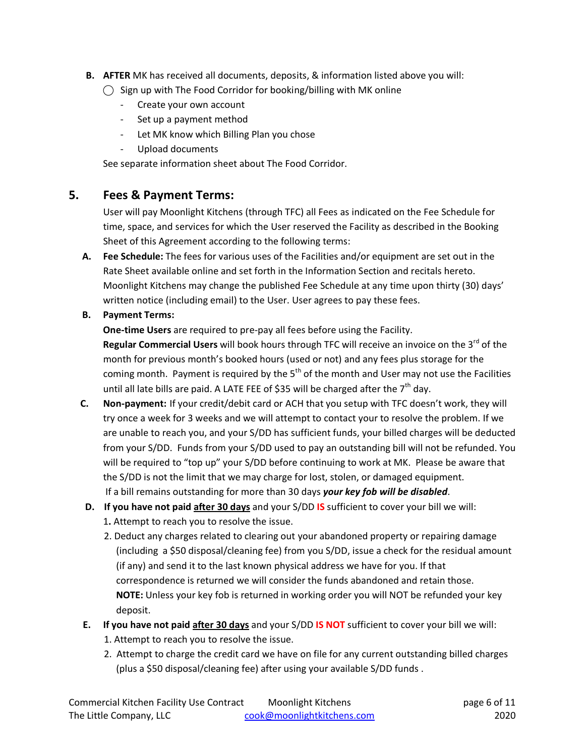**B. AFTER** MK has received all documents, deposits, & information listed above you will:

◯ Sign up with The Food Corridor for booking/billing with MK online

- Create your own account
- Set up a payment method
- Let MK know which Billing Plan you chose
- Upload documents

See separate information sheet about The Food Corridor.

## 5. Fees & Payment Terms:

User will pay Moonlight Kitchens (through TFC) all Fees as indicated on the Fee Schedule for time, space, and services for which the User reserved the Facility as described in the Booking Sheet of this Agreement according to the following terms:

**A. Fee Schedule:** The fees for various uses of the Facilities and/or equipment are set out in the Rate Sheet available online and set forth in the Information Section and recitals hereto. Moonlight Kitchens may change the published Fee Schedule at any time upon thirty (30) days' written notice (including email) to the User. User agrees to pay these fees.

**B. Payment Terms:**

**One-time Users** are required to pre-pay all fees before using the Facility.

**Regular Commercial Users** will book hours through TFC will receive an invoice on the 3rd of the month for previous month's booked hours (used or not) and any fees plus storage for the coming month. Payment is required by the 5th of the month and User may not use the Facilities until all late bills are paid. A LATE FEE of $35 will be charged after the 7th day.

**C. Non-payment:** If your credit/debit card or ACH that you setup with TFC doesn't work, they will try once a week for 3 weeks and we will attempt to contact your to resolve the problem. If we are unable to reach you, and your S/DD has sufficient funds, your billed charges will be deducted from your S/DD. Funds from your S/DD used to pay an outstanding bill will not be refunded. You will be required to "top up" your S/DD before continuing to work at MK. Please be aware that the S/DD is not the limit that we may charge for lost, stolen, or damaged equipment. If a bill remains outstanding for more than 30 days ***your key fob will be disabled***.

**D. If you have not paid <u>after 30 days</u>** and your S/DD **IS** sufficient to cover your bill we will:

1. Attempt to reach you to resolve the issue.
2. Deduct any charges related to clearing out your abandoned property or repairing damage (including a $50 disposal/cleaning fee) from you S/DD, issue a check for the residual amount (if any) and send it to the last known physical address we have for you. If that correspondence is returned we will consider the funds abandoned and retain those. **NOTE:** Unless your key fob is returned in working order you will NOT be refunded your key deposit.

**E. If you have not paid <u>after 30 days</u>** and your S/DD **IS NOT** sufficient to cover your bill we will:

1. Attempt to reach you to resolve the issue.
2. Attempt to charge the credit card we have on file for any current outstanding billed charges (plus a $50 disposal/cleaning fee) after using your available S/DD funds .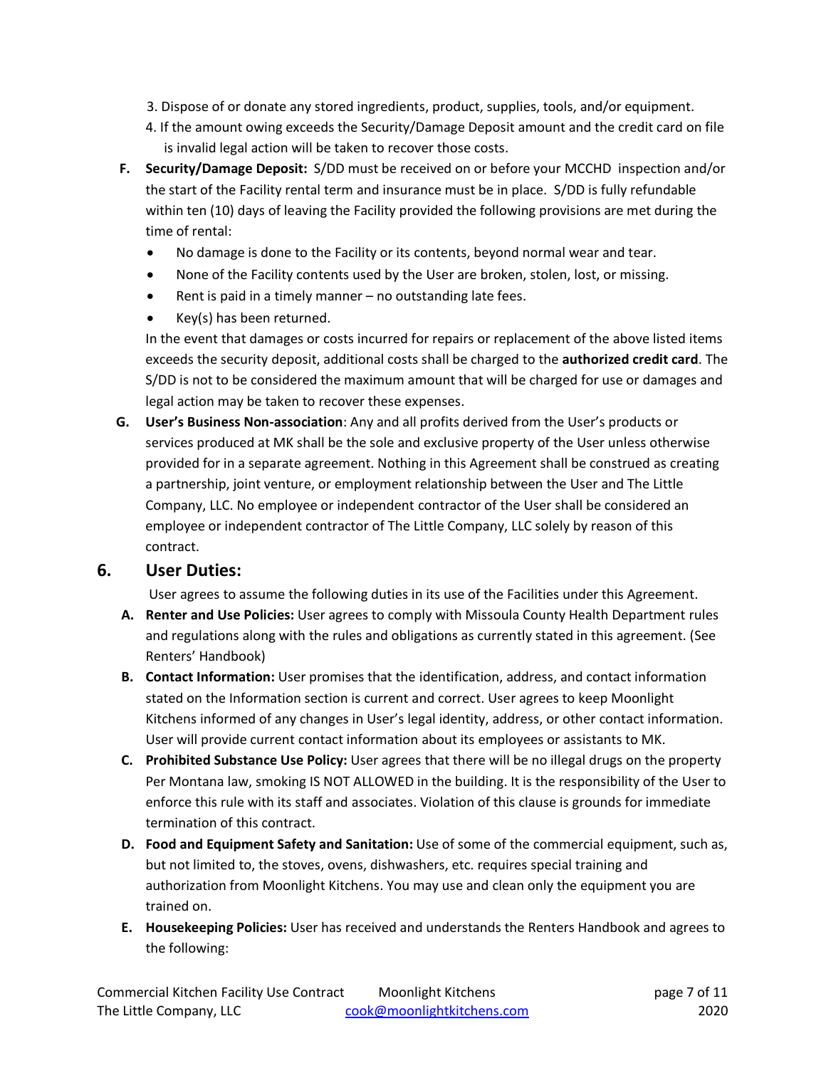3. Dispose of or donate any stored ingredients, product, supplies, tools, and/or equipment.
4. If the amount owing exceeds the Security/Damage Deposit amount and the credit card on file is invalid legal action will be taken to recover those costs.

**F. Security/Damage Deposit:** S/DD must be received on or before your MCCHD inspection and/or the start of the Facility rental term and insurance must be in place. S/DD is fully refundable within ten (10) days of leaving the Facility provided the following provisions are met during the time of rental:

- No damage is done to the Facility or its contents, beyond normal wear and tear.
- None of the Facility contents used by the User are broken, stolen, lost, or missing.
- Rent is paid in a timely manner – no outstanding late fees.
- Key(s) has been returned.

In the event that damages or costs incurred for repairs or replacement of the above listed items exceeds the security deposit, additional costs shall be charged to the **authorized credit card**. The S/DD is not to be considered the maximum amount that will be charged for use or damages and legal action may be taken to recover these expenses.

**G. User's Business Non-association**: Any and all profits derived from the User's products or services produced at MK shall be the sole and exclusive property of the User unless otherwise provided for in a separate agreement. Nothing in this Agreement shall be construed as creating a partnership, joint venture, or employment relationship between the User and The Little Company, LLC. No employee or independent contractor of the User shall be considered an employee or independent contractor of The Little Company, LLC solely by reason of this contract.

## 6. User Duties:

User agrees to assume the following duties in its use of the Facilities under this Agreement.

**A. Renter and Use Policies:** User agrees to comply with Missoula County Health Department rules and regulations along with the rules and obligations as currently stated in this agreement. (See Renters' Handbook)

**B. Contact Information:** User promises that the identification, address, and contact information stated on the Information section is current and correct. User agrees to keep Moonlight Kitchens informed of any changes in User's legal identity, address, or other contact information. User will provide current contact information about its employees or assistants to MK.

**C. Prohibited Substance Use Policy:** User agrees that there will be no illegal drugs on the property Per Montana law, smoking IS NOT ALLOWED in the building. It is the responsibility of the User to enforce this rule with its staff and associates. Violation of this clause is grounds for immediate termination of this contract.

**D. Food and Equipment Safety and Sanitation:** Use of some of the commercial equipment, such as, but not limited to, the stoves, ovens, dishwashers, etc. requires special training and authorization from Moonlight Kitchens. You may use and clean only the equipment you are trained on.

**E. Housekeeping Policies:** User has received and understands the Renters Handbook and agrees to the following: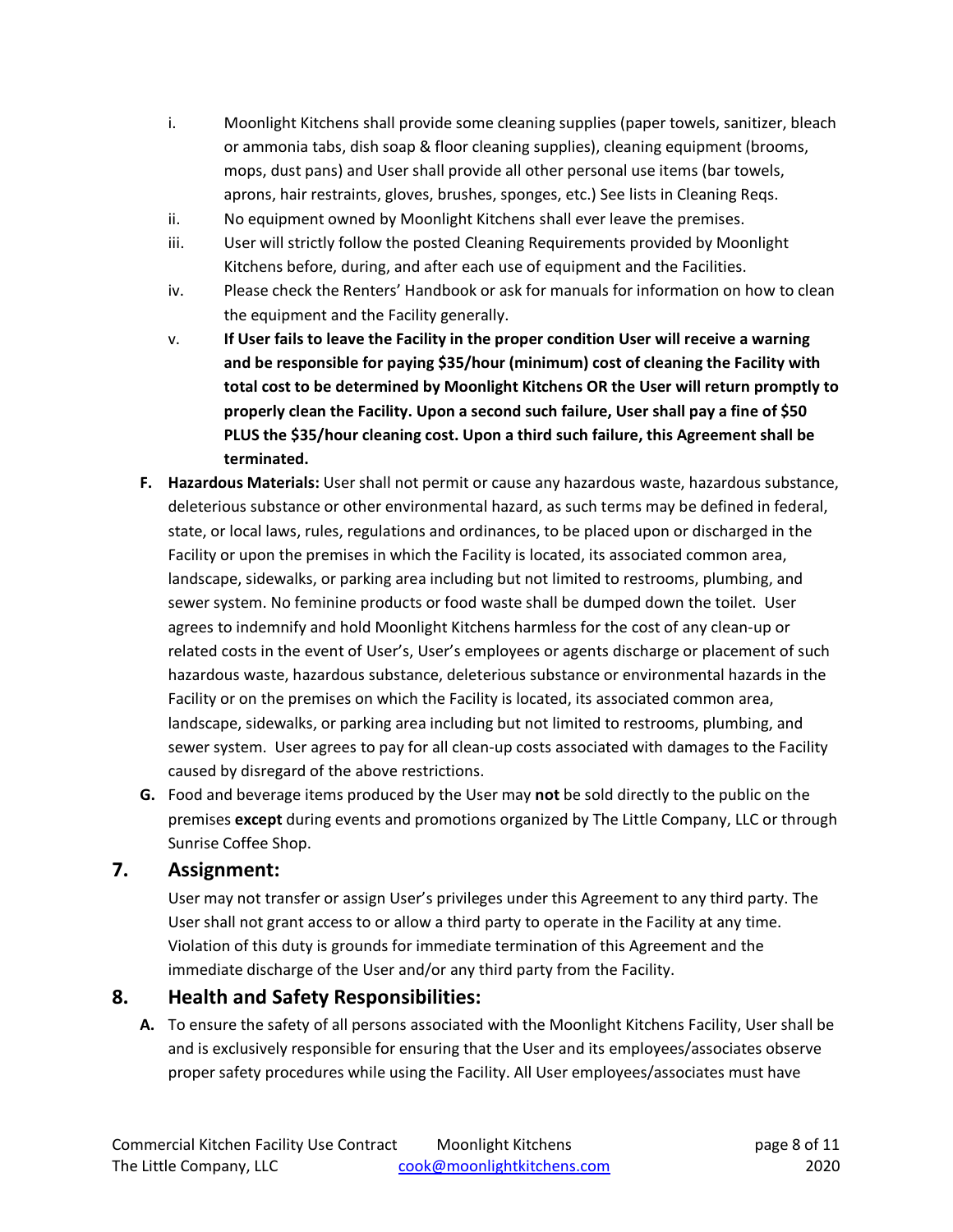i. Moonlight Kitchens shall provide some cleaning supplies (paper towels, sanitizer, bleach or ammonia tabs, dish soap & floor cleaning supplies), cleaning equipment (brooms, mops, dust pans) and User shall provide all other personal use items (bar towels, aprons, hair restraints, gloves, brushes, sponges, etc.) See lists in Cleaning Reqs.

ii. No equipment owned by Moonlight Kitchens shall ever leave the premises.

iii. User will strictly follow the posted Cleaning Requirements provided by Moonlight Kitchens before, during, and after each use of equipment and the Facilities.

iv. Please check the Renters' Handbook or ask for manuals for information on how to clean the equipment and the Facility generally.

v. **If User fails to leave the Facility in the proper condition User will receive a warning and be responsible for paying $35/hour (minimum) cost of cleaning the Facility with total cost to be determined by Moonlight Kitchens OR the User will return promptly to properly clean the Facility. Upon a second such failure, User shall pay a fine of $50 PLUS the $35/hour cleaning cost. Upon a third such failure, this Agreement shall be terminated.**

**F. Hazardous Materials:** User shall not permit or cause any hazardous waste, hazardous substance, deleterious substance or other environmental hazard, as such terms may be defined in federal, state, or local laws, rules, regulations and ordinances, to be placed upon or discharged in the Facility or upon the premises in which the Facility is located, its associated common area, landscape, sidewalks, or parking area including but not limited to restrooms, plumbing, and sewer system. No feminine products or food waste shall be dumped down the toilet. User agrees to indemnify and hold Moonlight Kitchens harmless for the cost of any clean-up or related costs in the event of User's, User's employees or agents discharge or placement of such hazardous waste, hazardous substance, deleterious substance or environmental hazards in the Facility or on the premises on which the Facility is located, its associated common area, landscape, sidewalks, or parking area including but not limited to restrooms, plumbing, and sewer system. User agrees to pay for all clean-up costs associated with damages to the Facility caused by disregard of the above restrictions.

**G.** Food and beverage items produced by the User may **not** be sold directly to the public on the premises **except** during events and promotions organized by The Little Company, LLC or through Sunrise Coffee Shop.

## 7. Assignment:

User may not transfer or assign User's privileges under this Agreement to any third party. The User shall not grant access to or allow a third party to operate in the Facility at any time. Violation of this duty is grounds for immediate termination of this Agreement and the immediate discharge of the User and/or any third party from the Facility.

## 8. Health and Safety Responsibilities:

**A.** To ensure the safety of all persons associated with the Moonlight Kitchens Facility, User shall be and is exclusively responsible for ensuring that the User and its employees/associates observe proper safety procedures while using the Facility. All User employees/associates must have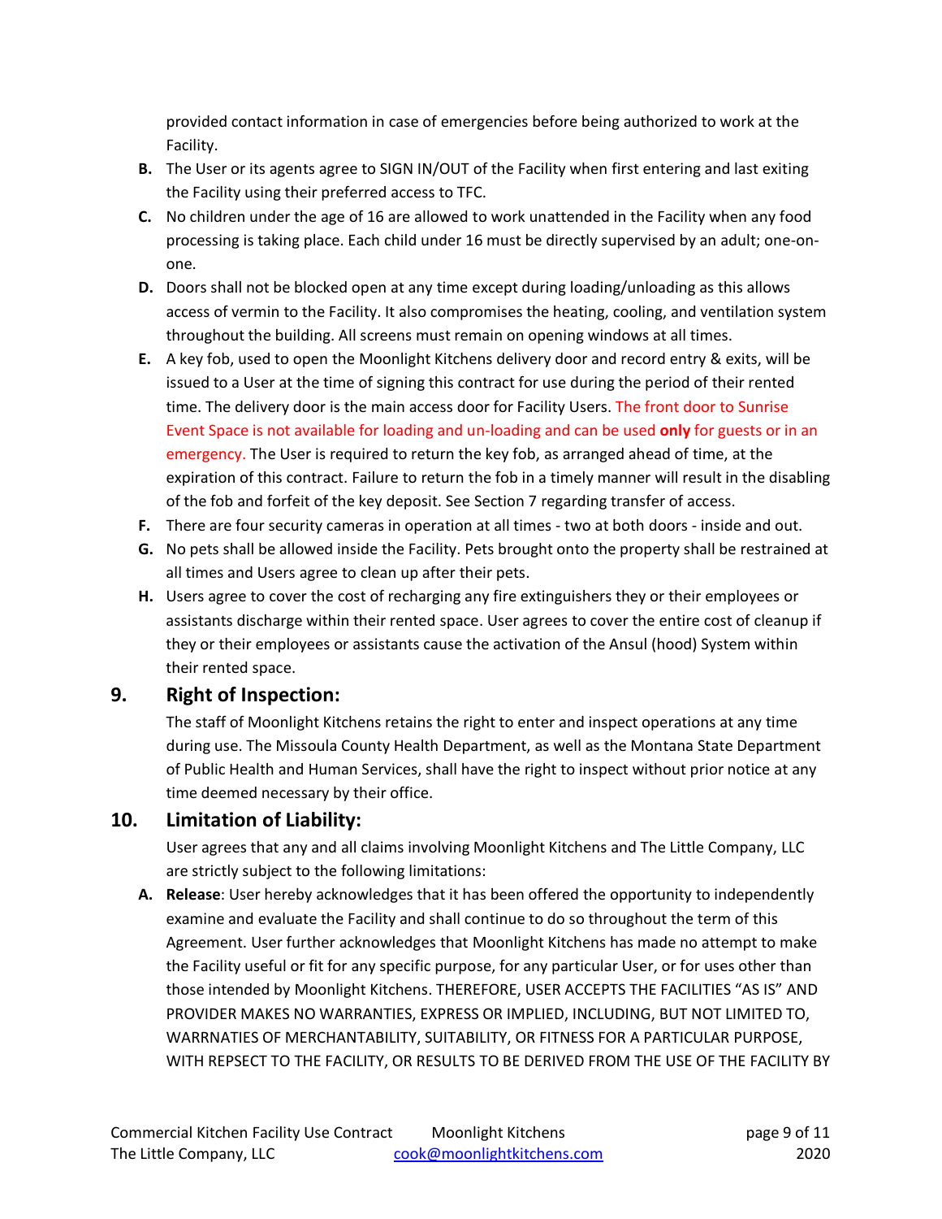provided contact information in case of emergencies before being authorized to work at the Facility.

**B.** The User or its agents agree to SIGN IN/OUT of the Facility when first entering and last exiting the Facility using their preferred access to TFC.

**C.** No children under the age of 16 are allowed to work unattended in the Facility when any food processing is taking place. Each child under 16 must be directly supervised by an adult; one-on-one.

**D.** Doors shall not be blocked open at any time except during loading/unloading as this allows access of vermin to the Facility. It also compromises the heating, cooling, and ventilation system throughout the building. All screens must remain on opening windows at all times.

**E.** A key fob, used to open the Moonlight Kitchens delivery door and record entry & exits, will be issued to a User at the time of signing this contract for use during the period of their rented time. The delivery door is the main access door for Facility Users. The front door to Sunrise Event Space is not available for loading and un-loading and can be used **only** for guests or in an emergency. The User is required to return the key fob, as arranged ahead of time, at the expiration of this contract. Failure to return the fob in a timely manner will result in the disabling of the fob and forfeit of the key deposit. See Section 7 regarding transfer of access.

**F.** There are four security cameras in operation at all times - two at both doors - inside and out.

**G.** No pets shall be allowed inside the Facility. Pets brought onto the property shall be restrained at all times and Users agree to clean up after their pets.

**H.** Users agree to cover the cost of recharging any fire extinguishers they or their employees or assistants discharge within their rented space. User agrees to cover the entire cost of cleanup if they or their employees or assistants cause the activation of the Ansul (hood) System within their rented space.

## 9. Right of Inspection:

The staff of Moonlight Kitchens retains the right to enter and inspect operations at any time during use. The Missoula County Health Department, as well as the Montana State Department of Public Health and Human Services, shall have the right to inspect without prior notice at any time deemed necessary by their office.

## 10. Limitation of Liability:

User agrees that any and all claims involving Moonlight Kitchens and The Little Company, LLC are strictly subject to the following limitations:

**A. Release**: User hereby acknowledges that it has been offered the opportunity to independently examine and evaluate the Facility and shall continue to do so throughout the term of this Agreement. User further acknowledges that Moonlight Kitchens has made no attempt to make the Facility useful or fit for any specific purpose, for any particular User, or for uses other than those intended by Moonlight Kitchens. THEREFORE, USER ACCEPTS THE FACILITIES "AS IS" AND PROVIDER MAKES NO WARRANTIES, EXPRESS OR IMPLIED, INCLUDING, BUT NOT LIMITED TO, WARRNATIES OF MERCHANTABILITY, SUITABILITY, OR FITNESS FOR A PARTICULAR PURPOSE, WITH REPSECT TO THE FACILITY, OR RESULTS TO BE DERIVED FROM THE USE OF THE FACILITY BY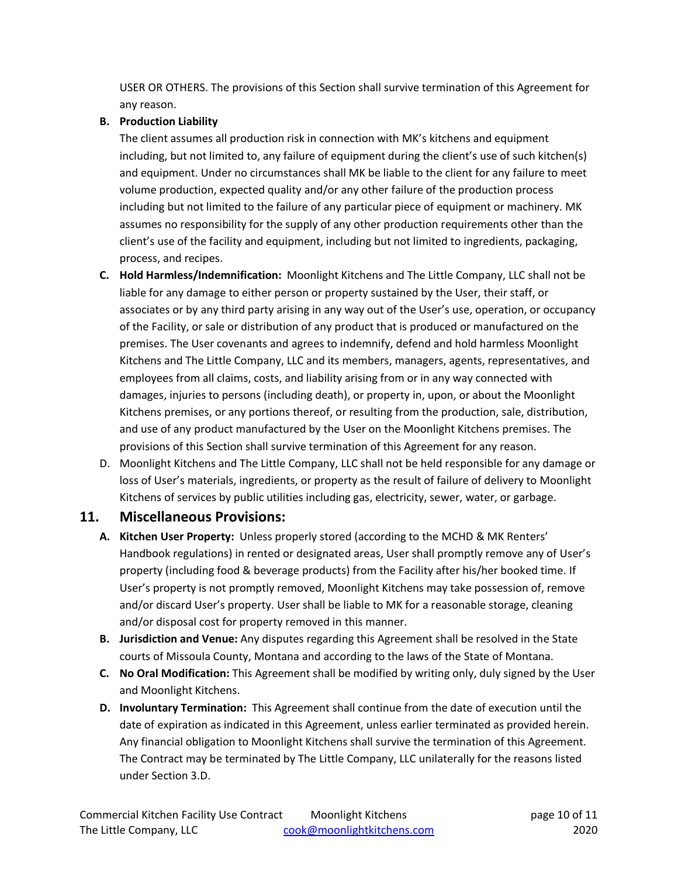USER OR OTHERS. The provisions of this Section shall survive termination of this Agreement for any reason.

**B. Production Liability**

The client assumes all production risk in connection with MK's kitchens and equipment including, but not limited to, any failure of equipment during the client's use of such kitchen(s) and equipment. Under no circumstances shall MK be liable to the client for any failure to meet volume production, expected quality and/or any other failure of the production process including but not limited to the failure of any particular piece of equipment or machinery. MK assumes no responsibility for the supply of any other production requirements other than the client's use of the facility and equipment, including but not limited to ingredients, packaging, process, and recipes.

**C. Hold Harmless/Indemnification:** Moonlight Kitchens and The Little Company, LLC shall not be liable for any damage to either person or property sustained by the User, their staff, or associates or by any third party arising in any way out of the User's use, operation, or occupancy of the Facility, or sale or distribution of any product that is produced or manufactured on the premises. The User covenants and agrees to indemnify, defend and hold harmless Moonlight Kitchens and The Little Company, LLC and its members, managers, agents, representatives, and employees from all claims, costs, and liability arising from or in any way connected with damages, injuries to persons (including death), or property in, upon, or about the Moonlight Kitchens premises, or any portions thereof, or resulting from the production, sale, distribution, and use of any product manufactured by the User on the Moonlight Kitchens premises. The provisions of this Section shall survive termination of this Agreement for any reason.

D. Moonlight Kitchens and The Little Company, LLC shall not be held responsible for any damage or loss of User's materials, ingredients, or property as the result of failure of delivery to Moonlight Kitchens of services by public utilities including gas, electricity, sewer, water, or garbage.

## 11. Miscellaneous Provisions:

**A. Kitchen User Property:** Unless properly stored (according to the MCHD & MK Renters' Handbook regulations) in rented or designated areas, User shall promptly remove any of User's property (including food & beverage products) from the Facility after his/her booked time. If User's property is not promptly removed, Moonlight Kitchens may take possession of, remove and/or discard User's property. User shall be liable to MK for a reasonable storage, cleaning and/or disposal cost for property removed in this manner.

**B. Jurisdiction and Venue:** Any disputes regarding this Agreement shall be resolved in the State courts of Missoula County, Montana and according to the laws of the State of Montana.

**C. No Oral Modification:** This Agreement shall be modified by writing only, duly signed by the User and Moonlight Kitchens.

**D. Involuntary Termination:** This Agreement shall continue from the date of execution until the date of expiration as indicated in this Agreement, unless earlier terminated as provided herein. Any financial obligation to Moonlight Kitchens shall survive the termination of this Agreement. The Contract may be terminated by The Little Company, LLC unilaterally for the reasons listed under Section 3.D.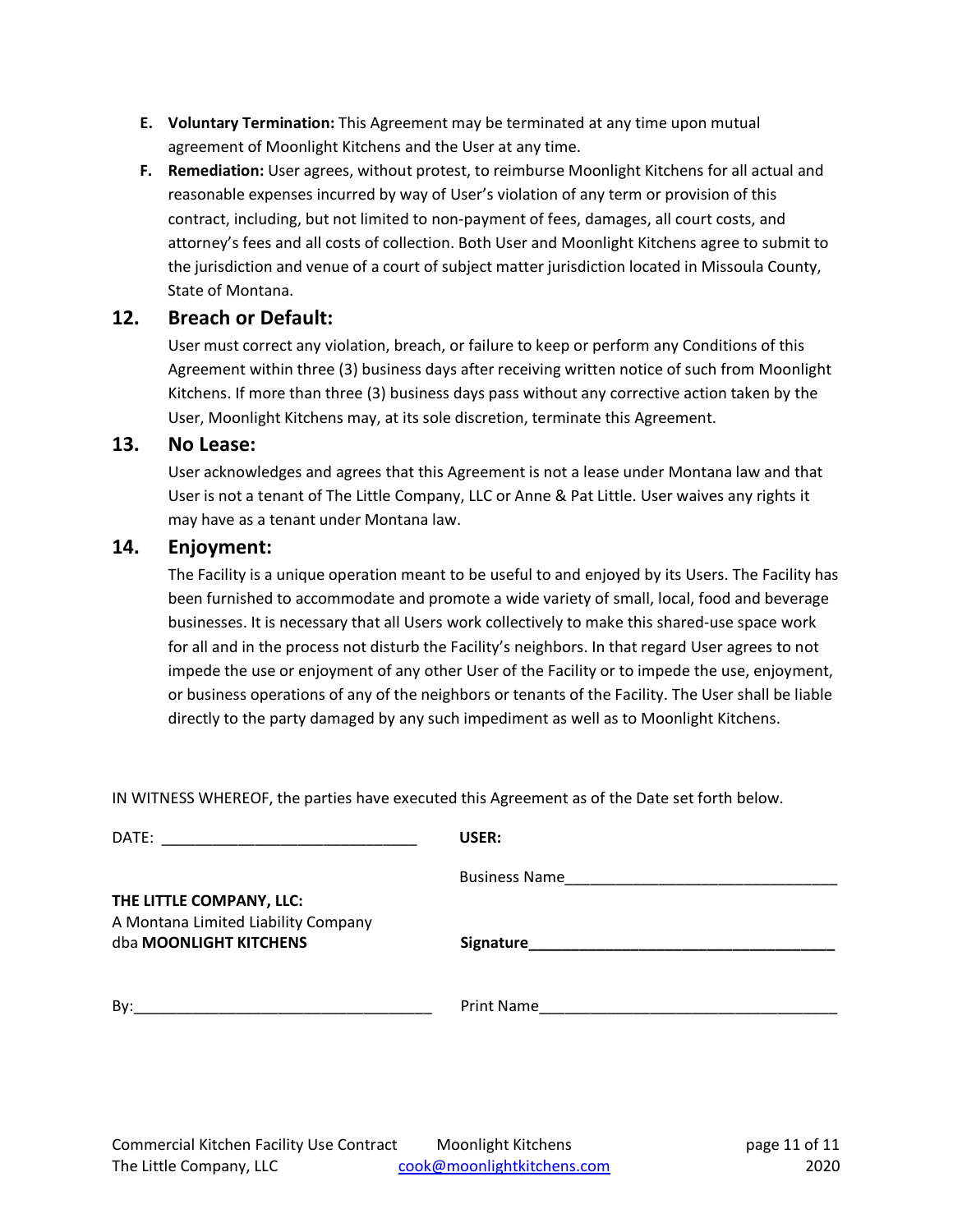**E. Voluntary Termination:** This Agreement may be terminated at any time upon mutual agreement of Moonlight Kitchens and the User at any time.

**F. Remediation:** User agrees, without protest, to reimburse Moonlight Kitchens for all actual and reasonable expenses incurred by way of User's violation of any term or provision of this contract, including, but not limited to non-payment of fees, damages, all court costs, and attorney's fees and all costs of collection. Both User and Moonlight Kitchens agree to submit to the jurisdiction and venue of a court of subject matter jurisdiction located in Missoula County, State of Montana.

## 12. Breach or Default:

User must correct any violation, breach, or failure to keep or perform any Conditions of this Agreement within three (3) business days after receiving written notice of such from Moonlight Kitchens. If more than three (3) business days pass without any corrective action taken by the User, Moonlight Kitchens may, at its sole discretion, terminate this Agreement.

## 13. No Lease:

User acknowledges and agrees that this Agreement is not a lease under Montana law and that User is not a tenant of The Little Company, LLC or Anne & Pat Little. User waives any rights it may have as a tenant under Montana law.

## 14. Enjoyment:

The Facility is a unique operation meant to be useful to and enjoyed by its Users. The Facility has been furnished to accommodate and promote a wide variety of small, local, food and beverage businesses. It is necessary that all Users work collectively to make this shared-use space work for all and in the process not disturb the Facility's neighbors. In that regard User agrees to not impede the use or enjoyment of any other User of the Facility or to impede the use, enjoyment, or business operations of any of the neighbors or tenants of the Facility. The User shall be liable directly to the party damaged by any such impediment as well as to Moonlight Kitchens.

IN WITNESS WHEREOF, the parties have executed this Agreement as of the Date set forth below.

DATE: ______________________________

**THE LITTLE COMPANY, LLC:**
A Montana Limited Liability Company
dba **MOONLIGHT KITCHENS**

By:___________________________________

**USER:**

Business Name________________________________

**Signature**___________________________________

Print Name___________________________________